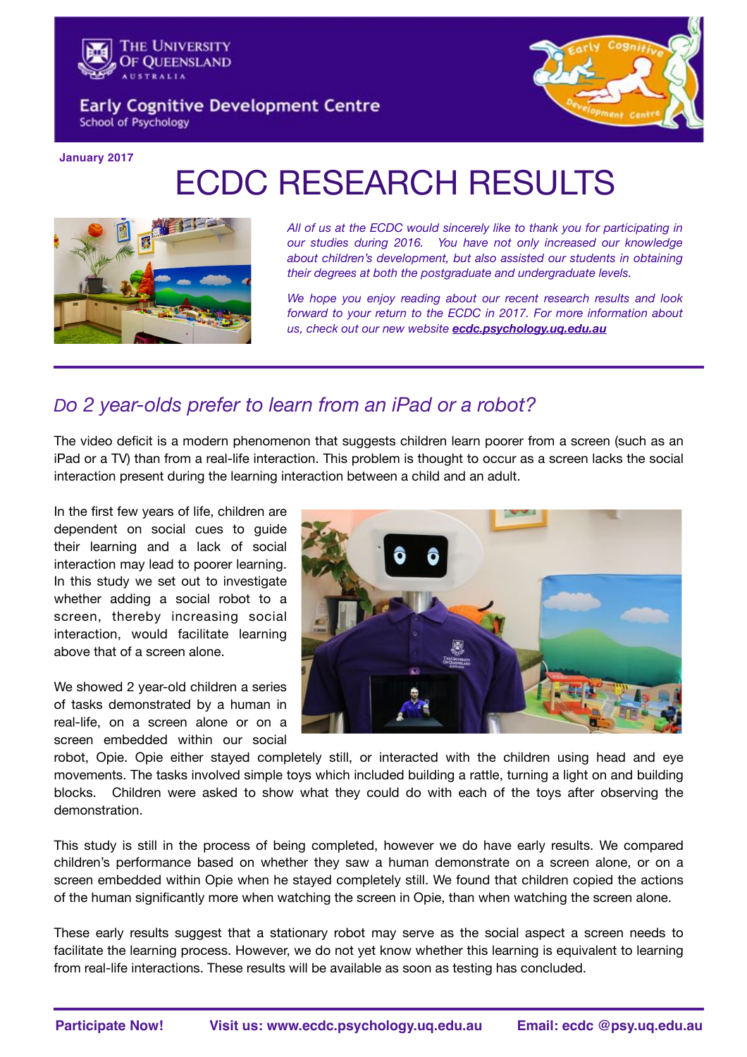The University of Queensland
AUSTRALIA

Early Cognitive Development Centre
School of Psychology

**January 2017**

# ECDC RESEARCH RESULTS

*All of us at the ECDC would sincerely like to thank you for participating in our studies during 2016. You have not only increased our knowledge about children's development, but also assisted our students in obtaining their degrees at both the postgraduate and undergraduate levels.*

*We hope you enjoy reading about our recent research results and look forward to your return to the ECDC in 2017. For more information about us, check out our new website **ecdc.psychology.uq.edu.au***

## *Do 2 year-olds prefer to learn from an iPad or a robot?*

The video deficit is a modern phenomenon that suggests children learn poorer from a screen (such as an iPad or a TV) than from a real-life interaction. This problem is thought to occur as a screen lacks the social interaction present during the learning interaction between a child and an adult.

In the first few years of life, children are dependent on social cues to guide their learning and a lack of social interaction may lead to poorer learning. In this study we set out to investigate whether adding a social robot to a screen, thereby increasing social interaction, would facilitate learning above that of a screen alone.

We showed 2 year-old children a series of tasks demonstrated by a human in real-life, on a screen alone or on a screen embedded within our social robot, Opie. Opie either stayed completely still, or interacted with the children using head and eye movements. The tasks involved simple toys which included building a rattle, turning a light on and building blocks. Children were asked to show what they could do with each of the toys after observing the demonstration.

This study is still in the process of being completed, however we do have early results. We compared children's performance based on whether they saw a human demonstrate on a screen alone, or on a screen embedded within Opie when he stayed completely still. We found that children copied the actions of the human significantly more when watching the screen in Opie, than when watching the screen alone.

These early results suggest that a stationary robot may serve as the social aspect a screen needs to facilitate the learning process. However, we do not yet know whether this learning is equivalent to learning from real-life interactions. These results will be available as soon as testing has concluded.

**Participate Now!** **Visit us: www.ecdc.psychology.uq.edu.au** **Email: ecdc @psy.uq.edu.au**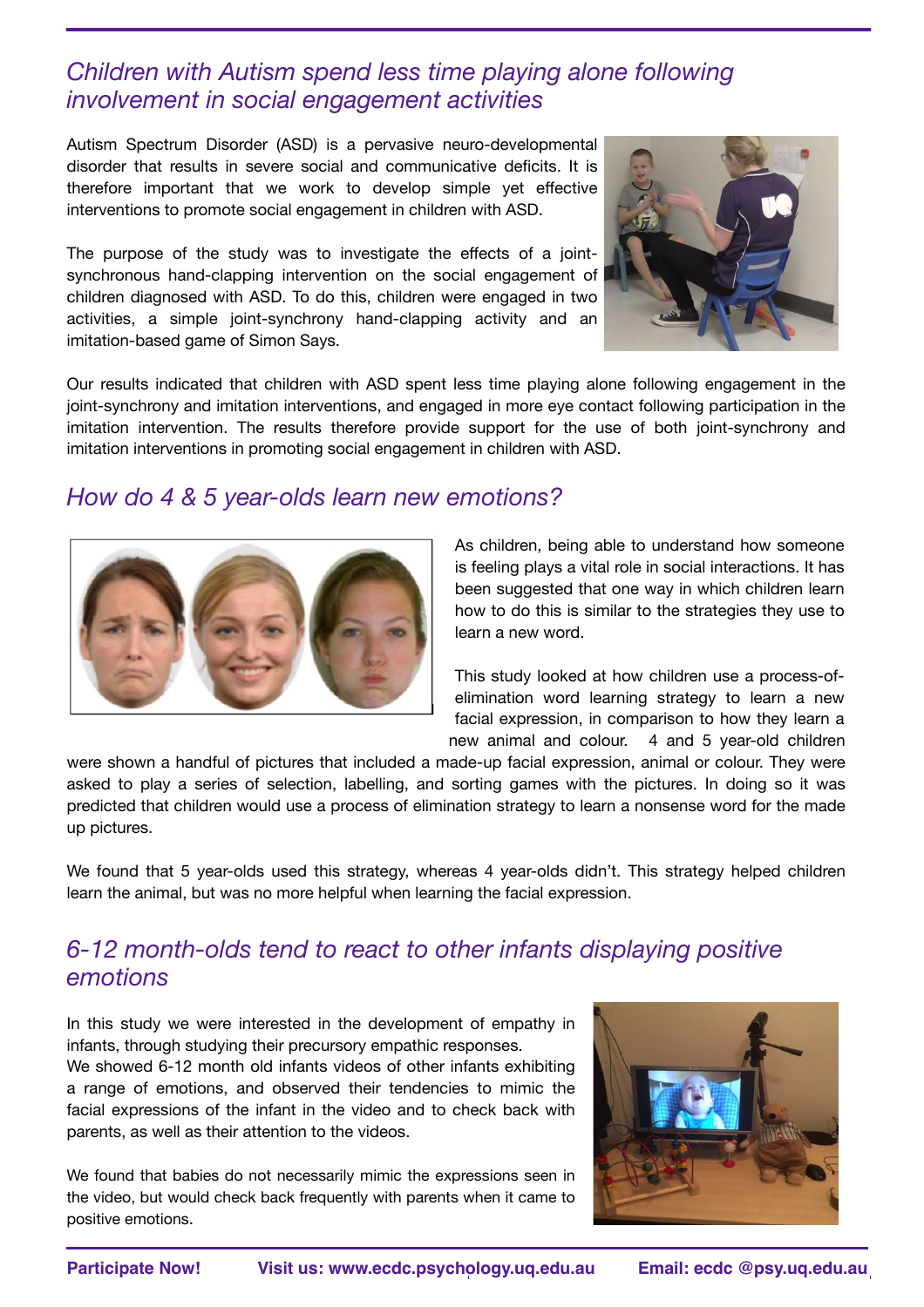## *Children with Autism spend less time playing alone following involvement in social engagement activities*

Autism Spectrum Disorder (ASD) is a pervasive neuro-developmental disorder that results in severe social and communicative deficits. It is therefore important that we work to develop simple yet effective interventions to promote social engagement in children with ASD.

The purpose of the study was to investigate the effects of a joint-synchronous hand-clapping intervention on the social engagement of children diagnosed with ASD. To do this, children were engaged in two activities, a simple joint-synchrony hand-clapping activity and an imitation-based game of Simon Says.

Our results indicated that children with ASD spent less time playing alone following engagement in the joint-synchrony and imitation interventions, and engaged in more eye contact following participation in the imitation intervention. The results therefore provide support for the use of both joint-synchrony and imitation interventions in promoting social engagement in children with ASD.

## *How do 4 & 5 year-olds learn new emotions?*

As children, being able to understand how someone is feeling plays a vital role in social interactions. It has been suggested that one way in which children learn how to do this is similar to the strategies they use to learn a new word.

This study looked at how children use a process-of-elimination word learning strategy to learn a new facial expression, in comparison to how they learn a new animal and colour. 4 and 5 year-old children were shown a handful of pictures that included a made-up facial expression, animal or colour. They were asked to play a series of selection, labelling, and sorting games with the pictures. In doing so it was predicted that children would use a process of elimination strategy to learn a nonsense word for the made up pictures.

We found that 5 year-olds used this strategy, whereas 4 year-olds didn't. This strategy helped children learn the animal, but was no more helpful when learning the facial expression.

## *6-12 month-olds tend to react to other infants displaying positive emotions*

In this study we were interested in the development of empathy in infants, through studying their precursory empathic responses.
We showed 6-12 month old infants videos of other infants exhibiting a range of emotions, and observed their tendencies to mimic the facial expressions of the infant in the video and to check back with parents, as well as their attention to the videos.

We found that babies do not necessarily mimic the expressions seen in the video, but would check back frequently with parents when it came to positive emotions.

**Participate Now!** **Visit us: www.ecdc.psychology.uq.edu.au** **Email: ecdc @psy.uq.edu.au**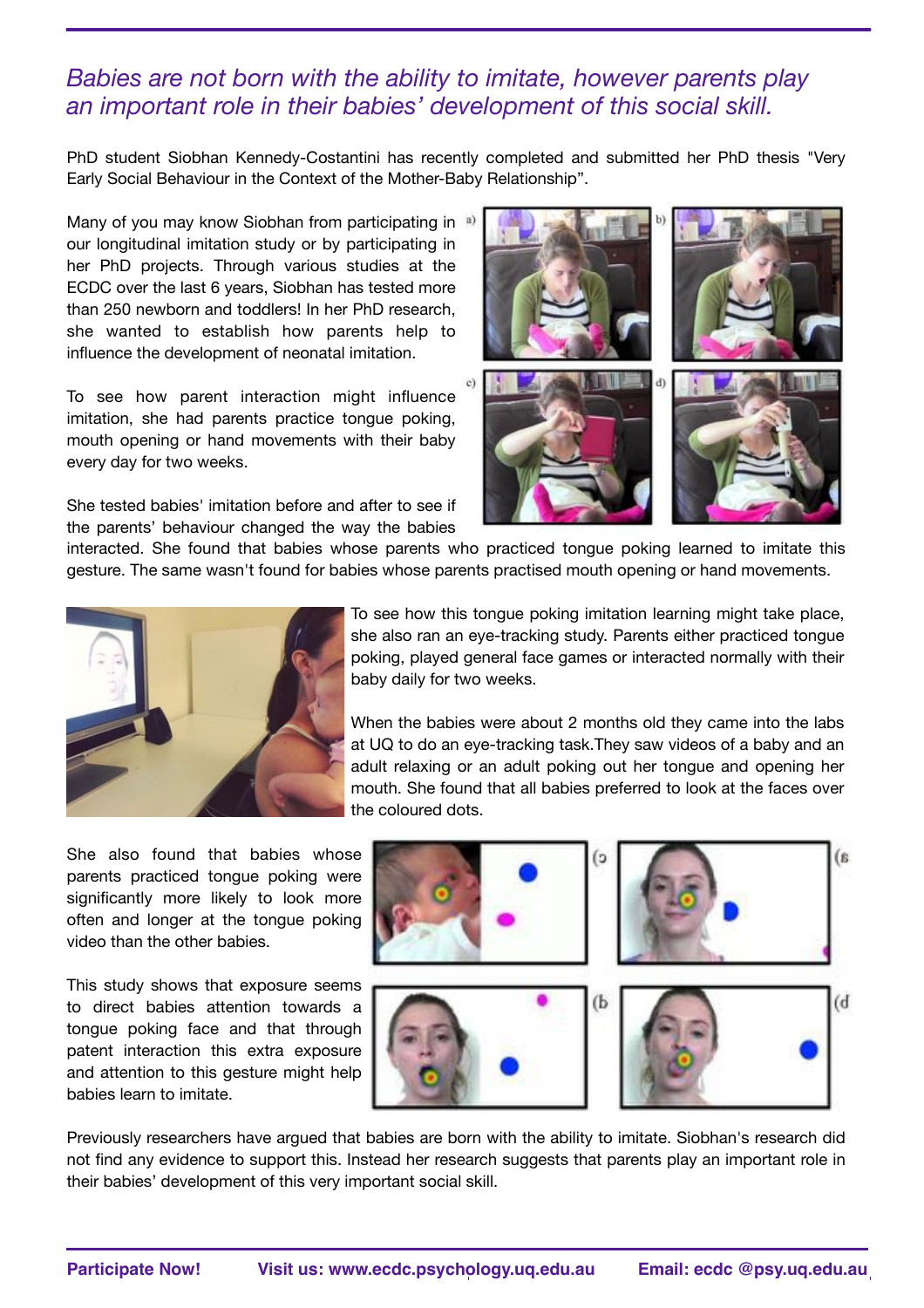*Babies are not born with the ability to imitate, however parents play an important role in their babies' development of this social skill.*

PhD student Siobhan Kennedy-Costantini has recently completed and submitted her PhD thesis "Very Early Social Behaviour in the Context of the Mother-Baby Relationship".

Many of you may know Siobhan from participating in our longitudinal imitation study or by participating in her PhD projects. Through various studies at the ECDC over the last 6 years, Siobhan has tested more than 250 newborn and toddlers! In her PhD research, she wanted to establish how parents help to influence the development of neonatal imitation.

To see how parent interaction might influence imitation, she had parents practice tongue poking, mouth opening or hand movements with their baby every day for two weeks.

She tested babies' imitation before and after to see if the parents' behaviour changed the way the babies interacted. She found that babies whose parents who practiced tongue poking learned to imitate this gesture. The same wasn't found for babies whose parents practised mouth opening or hand movements.

To see how this tongue poking imitation learning might take place, she also ran an eye-tracking study. Parents either practiced tongue poking, played general face games or interacted normally with their baby daily for two weeks.

When the babies were about 2 months old they came into the labs at UQ to do an eye-tracking task.They saw videos of a baby and an adult relaxing or an adult poking out her tongue and opening her mouth. She found that all babies preferred to look at the faces over the coloured dots.

She also found that babies whose parents practiced tongue poking were significantly more likely to look more often and longer at the tongue poking video than the other babies.

This study shows that exposure seems to direct babies attention towards a tongue poking face and that through patent interaction this extra exposure and attention to this gesture might help babies learn to imitate.

Previously researchers have argued that babies are born with the ability to imitate. Siobhan's research did not find any evidence to support this. Instead her research suggests that parents play an important role in their babies' development of this very important social skill.

**Participate Now!** **Visit us: www.ecdc.psychology.uq.edu.au** **Email: ecdc @psy.uq.edu.au**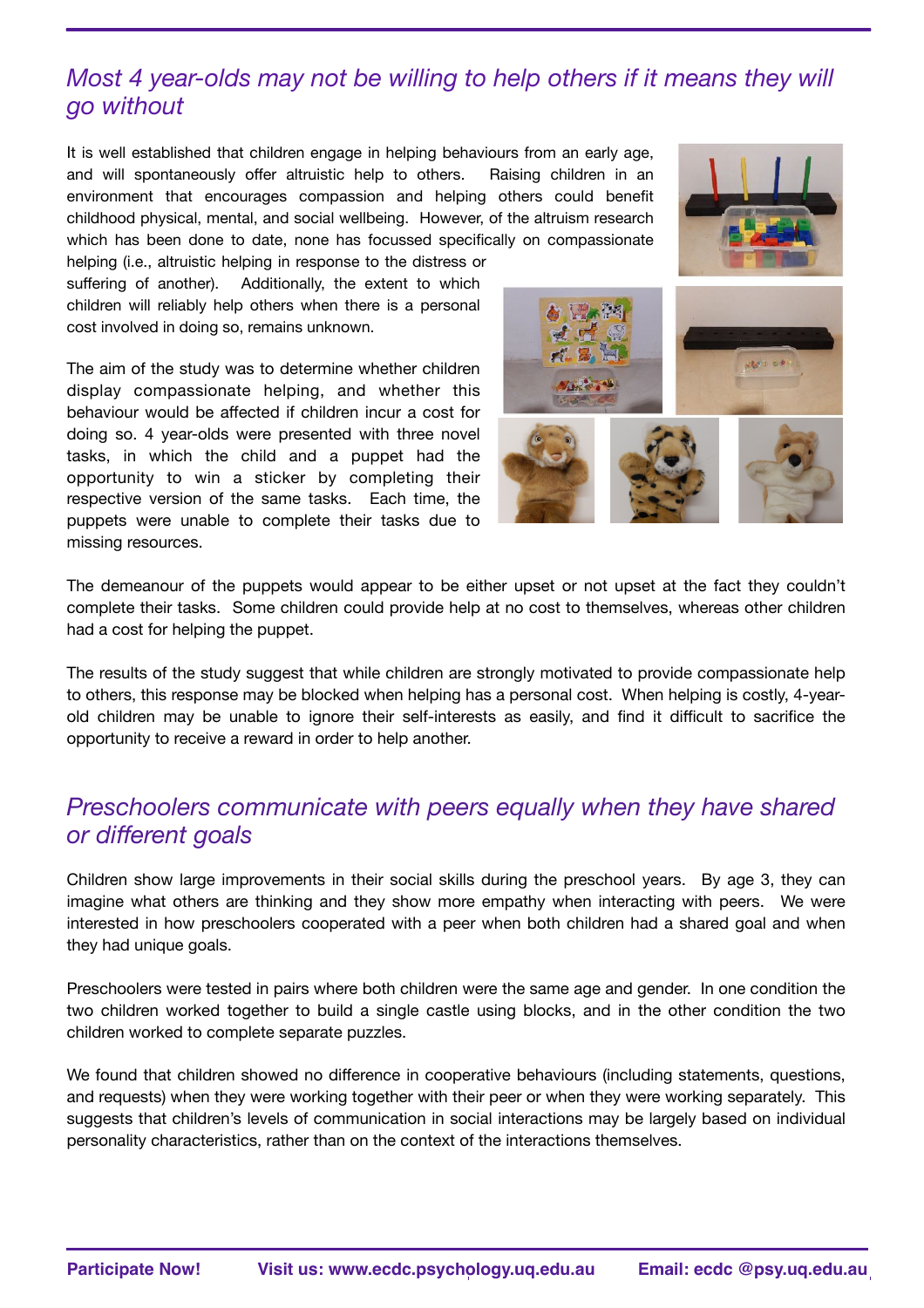## *Most 4 year-olds may not be willing to help others if it means they will go without*

It is well established that children engage in helping behaviours from an early age, and will spontaneously offer altruistic help to others. Raising children in an environment that encourages compassion and helping others could benefit childhood physical, mental, and social wellbeing. However, of the altruism research which has been done to date, none has focussed specifically on compassionate helping (i.e., altruistic helping in response to the distress or suffering of another). Additionally, the extent to which children will reliably help others when there is a personal cost involved in doing so, remains unknown.

The aim of the study was to determine whether children display compassionate helping, and whether this behaviour would be affected if children incur a cost for doing so. 4 year-olds were presented with three novel tasks, in which the child and a puppet had the opportunity to win a sticker by completing their respective version of the same tasks. Each time, the puppets were unable to complete their tasks due to missing resources.

The demeanour of the puppets would appear to be either upset or not upset at the fact they couldn't complete their tasks. Some children could provide help at no cost to themselves, whereas other children had a cost for helping the puppet.

The results of the study suggest that while children are strongly motivated to provide compassionate help to others, this response may be blocked when helping has a personal cost. When helping is costly, 4-year-old children may be unable to ignore their self-interests as easily, and find it difficult to sacrifice the opportunity to receive a reward in order to help another.

## *Preschoolers communicate with peers equally when they have shared or different goals*

Children show large improvements in their social skills during the preschool years. By age 3, they can imagine what others are thinking and they show more empathy when interacting with peers. We were interested in how preschoolers cooperated with a peer when both children had a shared goal and when they had unique goals.

Preschoolers were tested in pairs where both children were the same age and gender. In one condition the two children worked together to build a single castle using blocks, and in the other condition the two children worked to complete separate puzzles.

We found that children showed no difference in cooperative behaviours (including statements, questions, and requests) when they were working together with their peer or when they were working separately. This suggests that children's levels of communication in social interactions may be largely based on individual personality characteristics, rather than on the context of the interactions themselves.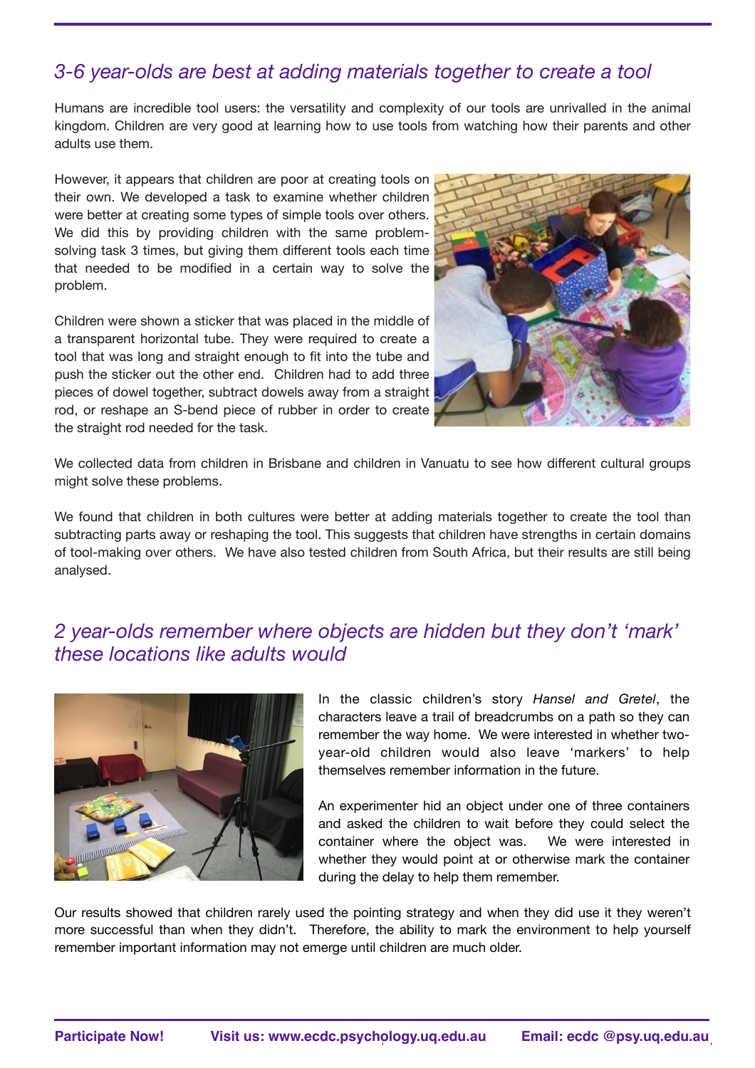## *3-6 year-olds are best at adding materials together to create a tool*

Humans are incredible tool users: the versatility and complexity of our tools are unrivalled in the animal kingdom. Children are very good at learning how to use tools from watching how their parents and other adults use them.

However, it appears that children are poor at creating tools on their own. We developed a task to examine whether children were better at creating some types of simple tools over others. We did this by providing children with the same problem-solving task 3 times, but giving them different tools each time that needed to be modified in a certain way to solve the problem.

Children were shown a sticker that was placed in the middle of a transparent horizontal tube. They were required to create a tool that was long and straight enough to fit into the tube and push the sticker out the other end. Children had to add three pieces of dowel together, subtract dowels away from a straight rod, or reshape an S-bend piece of rubber in order to create the straight rod needed for the task.

We collected data from children in Brisbane and children in Vanuatu to see how different cultural groups might solve these problems.

We found that children in both cultures were better at adding materials together to create the tool than subtracting parts away or reshaping the tool. This suggests that children have strengths in certain domains of tool-making over others. We have also tested children from South Africa, but their results are still being analysed.

## *2 year-olds remember where objects are hidden but they don't 'mark' these locations like adults would*

In the classic children's story *Hansel and Gretel*, the characters leave a trail of breadcrumbs on a path so they can remember the way home. We were interested in whether two-year-old children would also leave 'markers' to help themselves remember information in the future.

An experimenter hid an object under one of three containers and asked the children to wait before they could select the container where the object was. We were interested in whether they would point at or otherwise mark the container during the delay to help them remember.

Our results showed that children rarely used the pointing strategy and when they did use it they weren't more successful than when they didn't. Therefore, the ability to mark the environment to help yourself remember important information may not emerge until children are much older.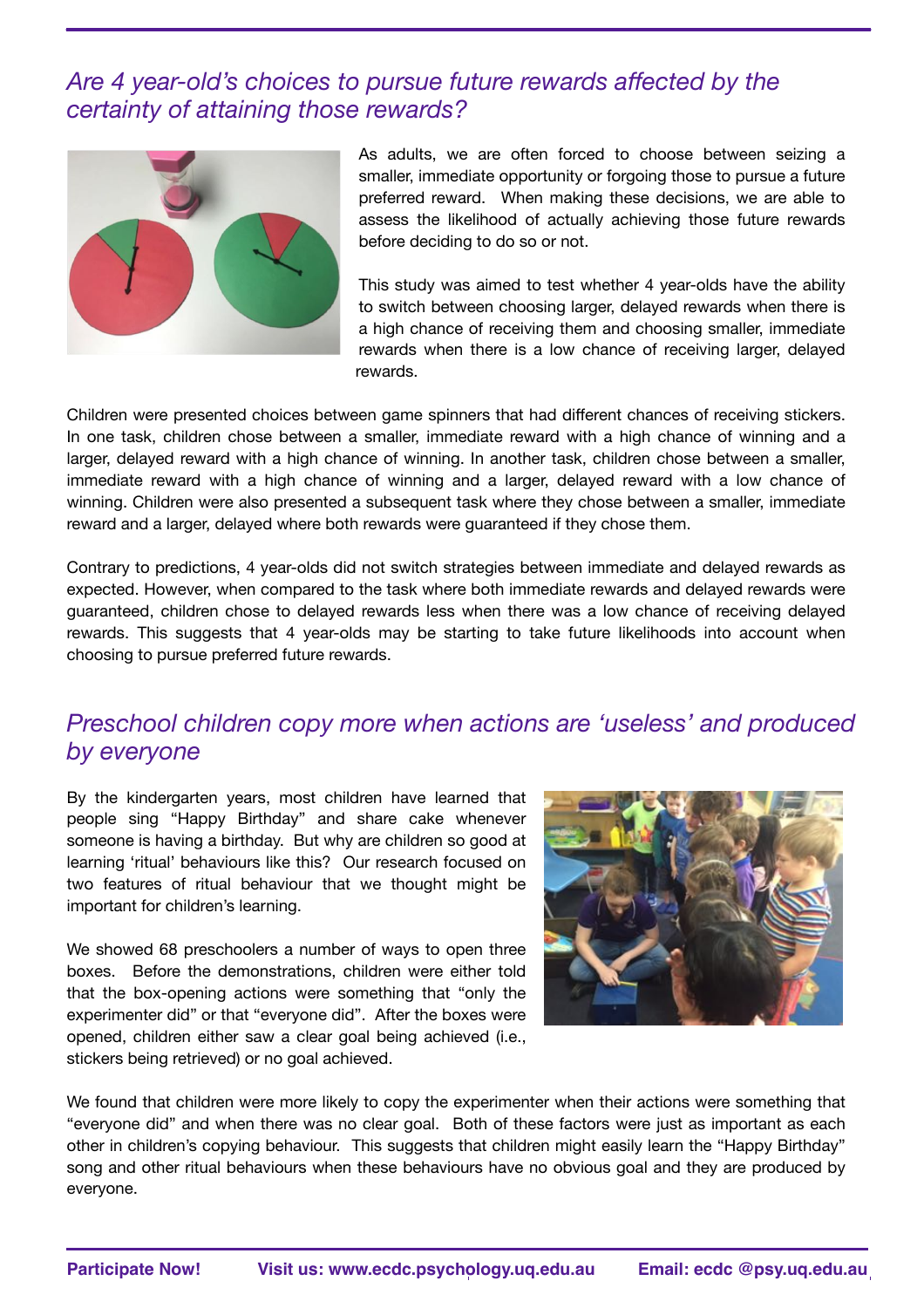## *Are 4 year-old's choices to pursue future rewards affected by the certainty of attaining those rewards?*

As adults, we are often forced to choose between seizing a smaller, immediate opportunity or forgoing those to pursue a future preferred reward. When making these decisions, we are able to assess the likelihood of actually achieving those future rewards before deciding to do so or not.

This study was aimed to test whether 4 year-olds have the ability to switch between choosing larger, delayed rewards when there is a high chance of receiving them and choosing smaller, immediate rewards when there is a low chance of receiving larger, delayed rewards.

Children were presented choices between game spinners that had different chances of receiving stickers. In one task, children chose between a smaller, immediate reward with a high chance of winning and a larger, delayed reward with a high chance of winning. In another task, children chose between a smaller, immediate reward with a high chance of winning and a larger, delayed reward with a low chance of winning. Children were also presented a subsequent task where they chose between a smaller, immediate reward and a larger, delayed where both rewards were guaranteed if they chose them.

Contrary to predictions, 4 year-olds did not switch strategies between immediate and delayed rewards as expected. However, when compared to the task where both immediate rewards and delayed rewards were guaranteed, children chose to delayed rewards less when there was a low chance of receiving delayed rewards. This suggests that 4 year-olds may be starting to take future likelihoods into account when choosing to pursue preferred future rewards.

## *Preschool children copy more when actions are 'useless' and produced by everyone*

By the kindergarten years, most children have learned that people sing "Happy Birthday" and share cake whenever someone is having a birthday. But why are children so good at learning 'ritual' behaviours like this? Our research focused on two features of ritual behaviour that we thought might be important for children's learning.

We showed 68 preschoolers a number of ways to open three boxes. Before the demonstrations, children were either told that the box-opening actions were something that "only the experimenter did" or that "everyone did". After the boxes were opened, children either saw a clear goal being achieved (i.e., stickers being retrieved) or no goal achieved.

We found that children were more likely to copy the experimenter when their actions were something that "everyone did" and when there was no clear goal. Both of these factors were just as important as each other in children's copying behaviour. This suggests that children might easily learn the "Happy Birthday" song and other ritual behaviours when these behaviours have no obvious goal and they are produced by everyone.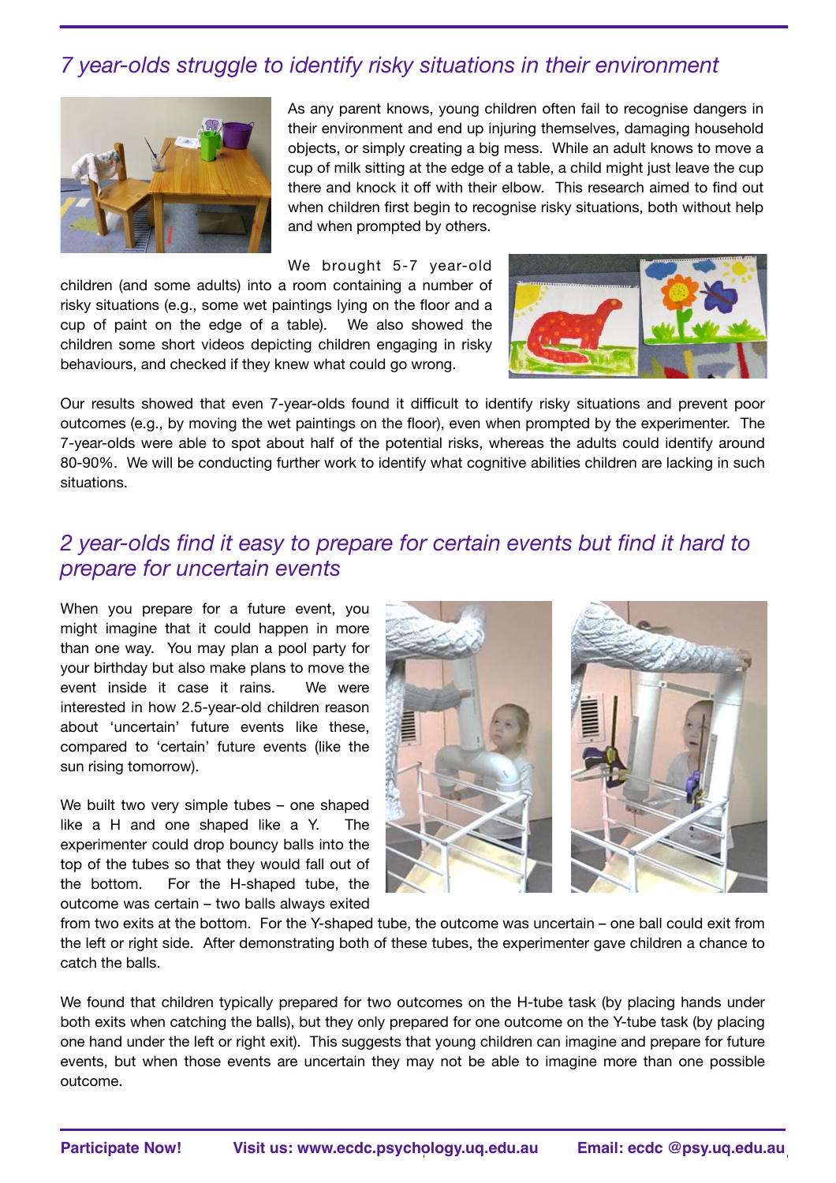## *7 year-olds struggle to identify risky situations in their environment*

As any parent knows, young children often fail to recognise dangers in their environment and end up injuring themselves, damaging household objects, or simply creating a big mess. While an adult knows to move a cup of milk sitting at the edge of a table, a child might just leave the cup there and knock it off with their elbow. This research aimed to find out when children first begin to recognise risky situations, both without help and when prompted by others.

We brought 5-7 year-old children (and some adults) into a room containing a number of risky situations (e.g., some wet paintings lying on the floor and a cup of paint on the edge of a table). We also showed the children some short videos depicting children engaging in risky behaviours, and checked if they knew what could go wrong.

Our results showed that even 7-year-olds found it difficult to identify risky situations and prevent poor outcomes (e.g., by moving the wet paintings on the floor), even when prompted by the experimenter. The 7-year-olds were able to spot about half of the potential risks, whereas the adults could identify around 80-90%. We will be conducting further work to identify what cognitive abilities children are lacking in such situations.

## *2 year-olds find it easy to prepare for certain events but find it hard to prepare for uncertain events*

When you prepare for a future event, you might imagine that it could happen in more than one way. You may plan a pool party for your birthday but also make plans to move the event inside it case it rains. We were interested in how 2.5-year-old children reason about 'uncertain' future events like these, compared to 'certain' future events (like the sun rising tomorrow).

We built two very simple tubes – one shaped like a H and one shaped like a Y. The experimenter could drop bouncy balls into the top of the tubes so that they would fall out of the bottom. For the H-shaped tube, the outcome was certain – two balls always exited from two exits at the bottom. For the Y-shaped tube, the outcome was uncertain – one ball could exit from the left or right side. After demonstrating both of these tubes, the experimenter gave children a chance to catch the balls.

We found that children typically prepared for two outcomes on the H-tube task (by placing hands under both exits when catching the balls), but they only prepared for one outcome on the Y-tube task (by placing one hand under the left or right exit). This suggests that young children can imagine and prepare for future events, but when those events are uncertain they may not be able to imagine more than one possible outcome.

**Participate Now!** **Visit us: www.ecdc.psychology.uq.edu.au** **Email: ecdc @psy.uq.edu.au**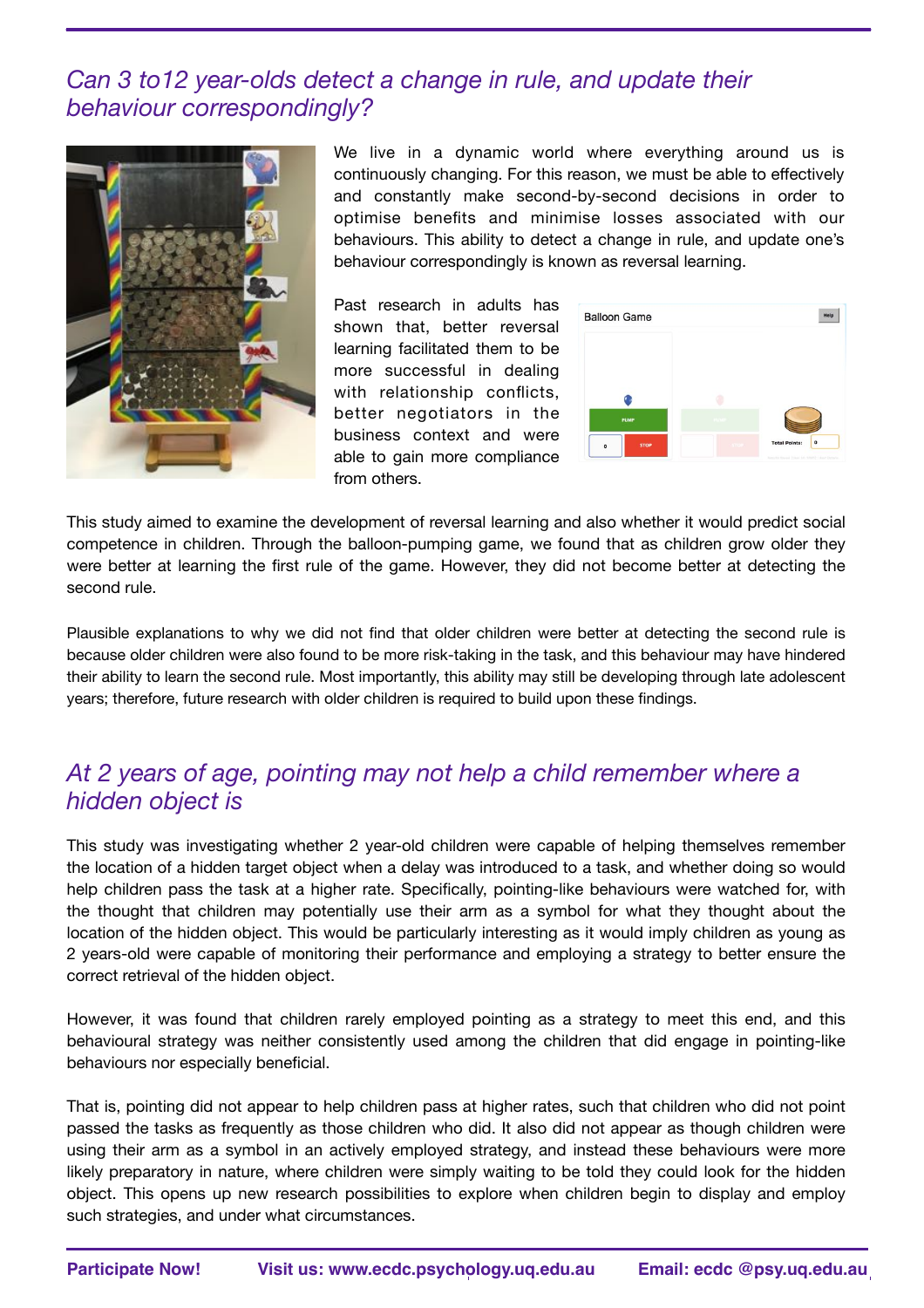## Can 3 to12 year-olds detect a change in rule, and update their behaviour correspondingly?

We live in a dynamic world where everything around us is continuously changing. For this reason, we must be able to effectively and constantly make second-by-second decisions in order to optimise benefits and minimise losses associated with our behaviours. This ability to detect a change in rule, and update one's behaviour correspondingly is known as reversal learning.

Past research in adults has shown that, better reversal learning facilitated them to be more successful in dealing with relationship conflicts, better negotiators in the business context and were able to gain more compliance from others.

This study aimed to examine the development of reversal learning and also whether it would predict social competence in children. Through the balloon-pumping game, we found that as children grow older they were better at learning the first rule of the game. However, they did not become better at detecting the second rule.

Plausible explanations to why we did not find that older children were better at detecting the second rule is because older children were also found to be more risk-taking in the task, and this behaviour may have hindered their ability to learn the second rule. Most importantly, this ability may still be developing through late adolescent years; therefore, future research with older children is required to build upon these findings.

## At 2 years of age, pointing may not help a child remember where a hidden object is

This study was investigating whether 2 year-old children were capable of helping themselves remember the location of a hidden target object when a delay was introduced to a task, and whether doing so would help children pass the task at a higher rate. Specifically, pointing-like behaviours were watched for, with the thought that children may potentially use their arm as a symbol for what they thought about the location of the hidden object. This would be particularly interesting as it would imply children as young as 2 years-old were capable of monitoring their performance and employing a strategy to better ensure the correct retrieval of the hidden object.

However, it was found that children rarely employed pointing as a strategy to meet this end, and this behavioural strategy was neither consistently used among the children that did engage in pointing-like behaviours nor especially beneficial.

That is, pointing did not appear to help children pass at higher rates, such that children who did not point passed the tasks as frequently as those children who did. It also did not appear as though children were using their arm as a symbol in an actively employed strategy, and instead these behaviours were more likely preparatory in nature, where children were simply waiting to be told they could look for the hidden object. This opens up new research possibilities to explore when children begin to display and employ such strategies, and under what circumstances.

**Participate Now!** **Visit us: www.ecdc.psychology.uq.edu.au** **Email: ecdc @psy.uq.edu.au**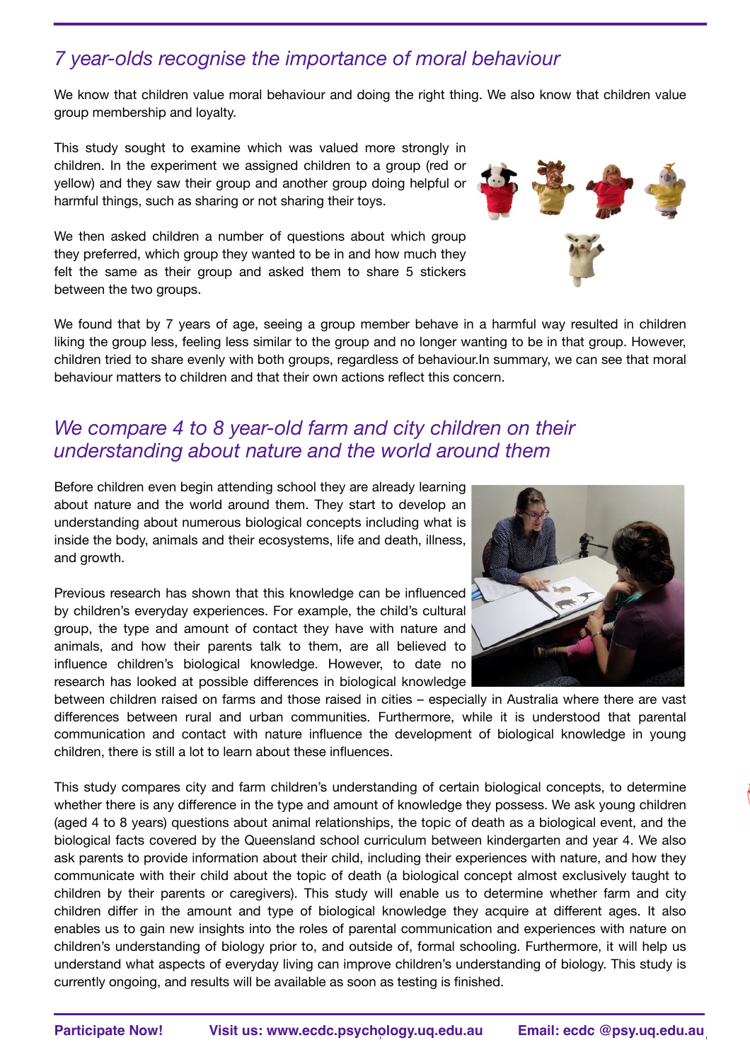## *7 year-olds recognise the importance of moral behaviour*

We know that children value moral behaviour and doing the right thing. We also know that children value group membership and loyalty.

This study sought to examine which was valued more strongly in children. In the experiment we assigned children to a group (red or yellow) and they saw their group and another group doing helpful or harmful things, such as sharing or not sharing their toys.

We then asked children a number of questions about which group they preferred, which group they wanted to be in and how much they felt the same as their group and asked them to share 5 stickers between the two groups.

We found that by 7 years of age, seeing a group member behave in a harmful way resulted in children liking the group less, feeling less similar to the group and no longer wanting to be in that group. However, children tried to share evenly with both groups, regardless of behaviour.In summary, we can see that moral behaviour matters to children and that their own actions reflect this concern.

## *We compare 4 to 8 year-old farm and city children on their understanding about nature and the world around them*

Before children even begin attending school they are already learning about nature and the world around them. They start to develop an understanding about numerous biological concepts including what is inside the body, animals and their ecosystems, life and death, illness, and growth.

Previous research has shown that this knowledge can be influenced by children's everyday experiences. For example, the child's cultural group, the type and amount of contact they have with nature and animals, and how their parents talk to them, are all believed to influence children's biological knowledge. However, to date no research has looked at possible differences in biological knowledge between children raised on farms and those raised in cities – especially in Australia where there are vast differences between rural and urban communities. Furthermore, while it is understood that parental communication and contact with nature influence the development of biological knowledge in young children, there is still a lot to learn about these influences.

This study compares city and farm children's understanding of certain biological concepts, to determine whether there is any difference in the type and amount of knowledge they possess. We ask young children (aged 4 to 8 years) questions about animal relationships, the topic of death as a biological event, and the biological facts covered by the Queensland school curriculum between kindergarten and year 4. We also ask parents to provide information about their child, including their experiences with nature, and how they communicate with their child about the topic of death (a biological concept almost exclusively taught to children by their parents or caregivers). This study will enable us to determine whether farm and city children differ in the amount and type of biological knowledge they acquire at different ages. It also enables us to gain new insights into the roles of parental communication and experiences with nature on children's understanding of biology prior to, and outside of, formal schooling. Furthermore, it will help us understand what aspects of everyday living can improve children's understanding of biology. This study is currently ongoing, and results will be available as soon as testing is finished.

**Participate Now!** **Visit us: www.ecdc.psychology.uq.edu.au** **Email: ecdc @psy.uq.edu.au**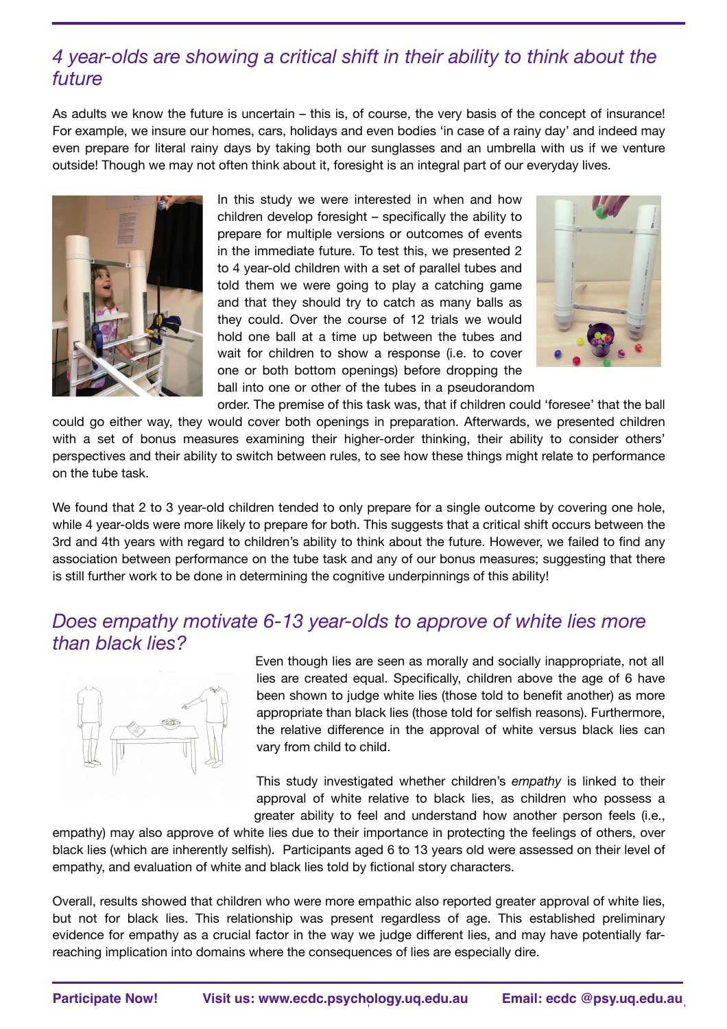## *4 year-olds are showing a critical shift in their ability to think about the future*

As adults we know the future is uncertain – this is, of course, the very basis of the concept of insurance! For example, we insure our homes, cars, holidays and even bodies 'in case of a rainy day' and indeed may even prepare for literal rainy days by taking both our sunglasses and an umbrella with us if we venture outside! Though we may not often think about it, foresight is an integral part of our everyday lives.

In this study we were interested in when and how children develop foresight – specifically the ability to prepare for multiple versions or outcomes of events in the immediate future. To test this, we presented 2 to 4 year-old children with a set of parallel tubes and told them we were going to play a catching game and that they should try to catch as many balls as they could. Over the course of 12 trials we would hold one ball at a time up between the tubes and wait for children to show a response (i.e. to cover one or both bottom openings) before dropping the ball into one or other of the tubes in a pseudorandom order. The premise of this task was, that if children could 'foresee' that the ball could go either way, they would cover both openings in preparation. Afterwards, we presented children with a set of bonus measures examining their higher-order thinking, their ability to consider others' perspectives and their ability to switch between rules, to see how these things might relate to performance on the tube task.

We found that 2 to 3 year-old children tended to only prepare for a single outcome by covering one hole, while 4 year-olds were more likely to prepare for both. This suggests that a critical shift occurs between the 3rd and 4th years with regard to children's ability to think about the future. However, we failed to find any association between performance on the tube task and any of our bonus measures; suggesting that there is still further work to be done in determining the cognitive underpinnings of this ability!

## *Does empathy motivate 6-13 year-olds to approve of white lies more than black lies?*

Even though lies are seen as morally and socially inappropriate, not all lies are created equal. Specifically, children above the age of 6 have been shown to judge white lies (those told to benefit another) as more appropriate than black lies (those told for selfish reasons). Furthermore, the relative difference in the approval of white versus black lies can vary from child to child.

This study investigated whether children's *empathy* is linked to their approval of white relative to black lies, as children who possess a greater ability to feel and understand how another person feels (i.e., empathy) may also approve of white lies due to their importance in protecting the feelings of others, over black lies (which are inherently selfish). Participants aged 6 to 13 years old were assessed on their level of empathy, and evaluation of white and black lies told by fictional story characters.

Overall, results showed that children who were more empathic also reported greater approval of white lies, but not for black lies. This relationship was present regardless of age. This established preliminary evidence for empathy as a crucial factor in the way we judge different lies, and may have potentially far-reaching implication into domains where the consequences of lies are especially dire.

**Participate Now!** **Visit us: www.ecdc.psychology.uq.edu.au** **Email: ecdc @psy.uq.edu.au**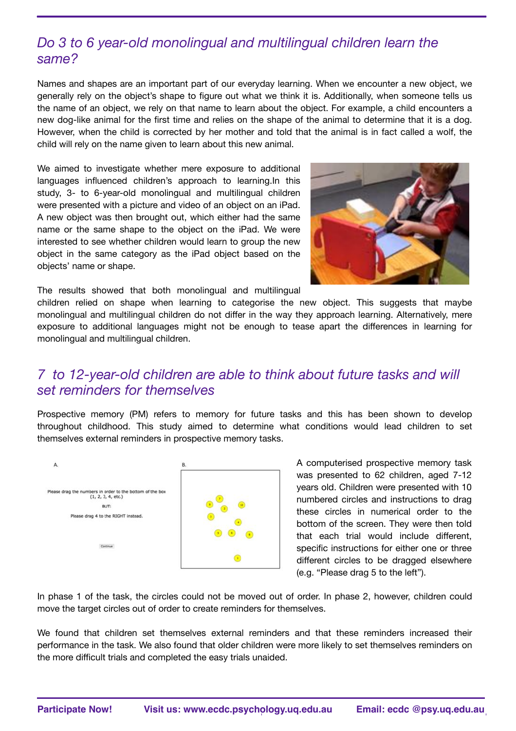## *Do 3 to 6 year-old monolingual and multilingual children learn the same?*

Names and shapes are an important part of our everyday learning. When we encounter a new object, we generally rely on the object's shape to figure out what we think it is. Additionally, when someone tells us the name of an object, we rely on that name to learn about the object. For example, a child encounters a new dog-like animal for the first time and relies on the shape of the animal to determine that it is a dog. However, when the child is corrected by her mother and told that the animal is in fact called a wolf, the child will rely on the name given to learn about this new animal.

We aimed to investigate whether mere exposure to additional languages influenced children's approach to learning.In this study, 3- to 6-year-old monolingual and multilingual children were presented with a picture and video of an object on an iPad. A new object was then brought out, which either had the same name or the same shape to the object on the iPad. We were interested to see whether children would learn to group the new object in the same category as the iPad object based on the objects' name or shape.

The results showed that both monolingual and multilingual children relied on shape when learning to categorise the new object. This suggests that maybe monolingual and multilingual children do not differ in the way they approach learning. Alternatively, mere exposure to additional languages might not be enough to tease apart the differences in learning for monolingual and multilingual children.

## *7 to 12-year-old children are able to think about future tasks and will set reminders for themselves*

Prospective memory (PM) refers to memory for future tasks and this has been shown to develop throughout childhood. This study aimed to determine what conditions would lead children to set themselves external reminders in prospective memory tasks.

A.

Please drag the numbers in order to the bottom of the box (1, 2, 3, 4, etc.)

BUT:

Please drag 4 to the RIGHT instead.

Continue

B.

A computerised prospective memory task was presented to 62 children, aged 7-12 years old. Children were presented with 10 numbered circles and instructions to drag these circles in numerical order to the bottom of the screen. They were then told that each trial would include different, specific instructions for either one or three different circles to be dragged elsewhere (e.g. "Please drag 5 to the left").

In phase 1 of the task, the circles could not be moved out of order. In phase 2, however, children could move the target circles out of order to create reminders for themselves.

We found that children set themselves external reminders and that these reminders increased their performance in the task. We also found that older children were more likely to set themselves reminders on the more difficult trials and completed the easy trials unaided.

**Participate Now!** **Visit us: www.ecdc.psychology.uq.edu.au** **Email: ecdc @psy.uq.edu.au**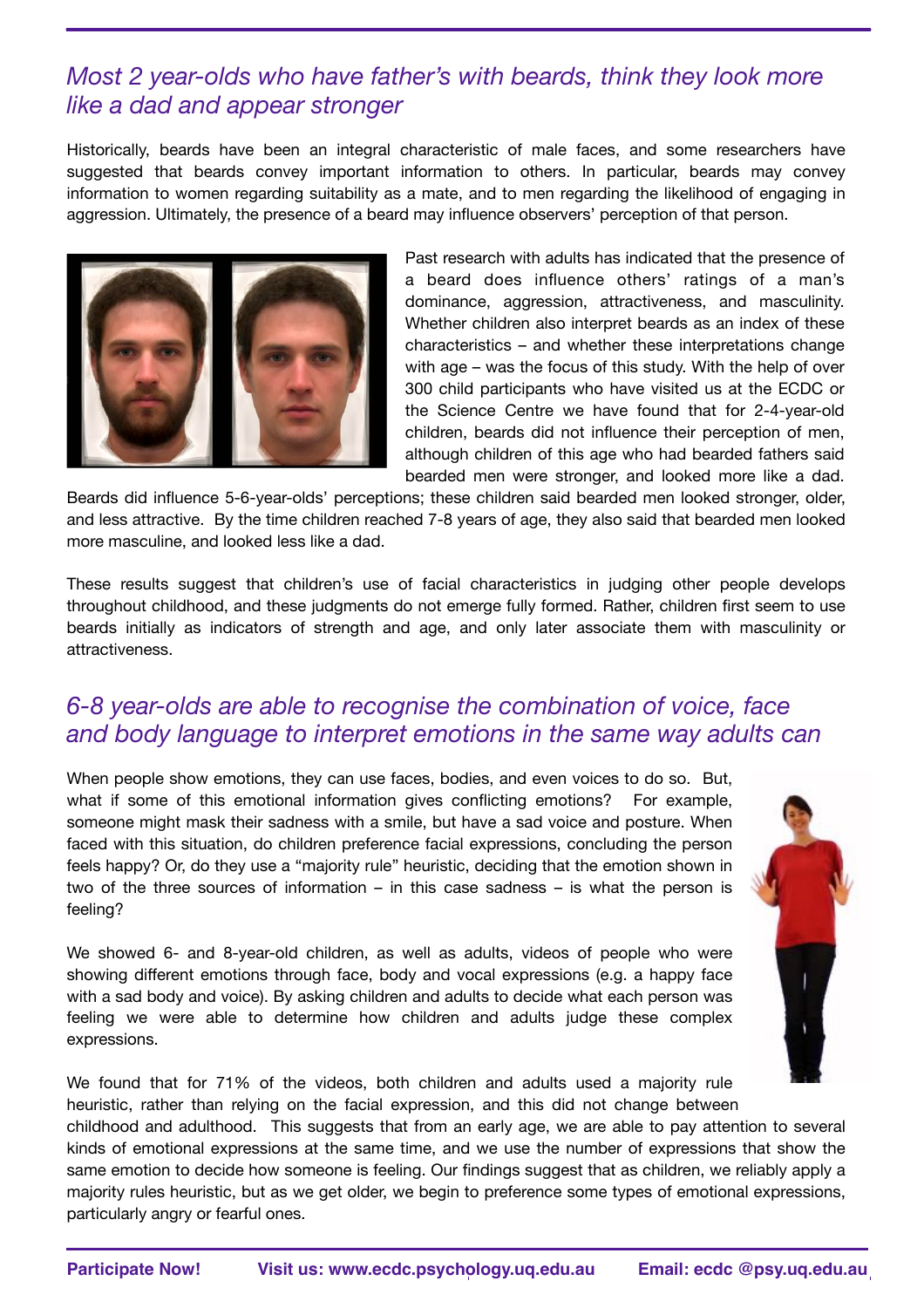## *Most 2 year-olds who have father's with beards, think they look more like a dad and appear stronger*

Historically, beards have been an integral characteristic of male faces, and some researchers have suggested that beards convey important information to others. In particular, beards may convey information to women regarding suitability as a mate, and to men regarding the likelihood of engaging in aggression. Ultimately, the presence of a beard may influence observers' perception of that person.

Past research with adults has indicated that the presence of a beard does influence others' ratings of a man's dominance, aggression, attractiveness, and masculinity. Whether children also interpret beards as an index of these characteristics – and whether these interpretations change with age – was the focus of this study. With the help of over 300 child participants who have visited us at the ECDC or the Science Centre we have found that for 2-4-year-old children, beards did not influence their perception of men, although children of this age who had bearded fathers said bearded men were stronger, and looked more like a dad. Beards did influence 5-6-year-olds' perceptions; these children said bearded men looked stronger, older, and less attractive. By the time children reached 7-8 years of age, they also said that bearded men looked more masculine, and looked less like a dad.

These results suggest that children's use of facial characteristics in judging other people develops throughout childhood, and these judgments do not emerge fully formed. Rather, children first seem to use beards initially as indicators of strength and age, and only later associate them with masculinity or attractiveness.

## *6-8 year-olds are able to recognise the combination of voice, face and body language to interpret emotions in the same way adults can*

When people show emotions, they can use faces, bodies, and even voices to do so. But, what if some of this emotional information gives conflicting emotions? For example, someone might mask their sadness with a smile, but have a sad voice and posture. When faced with this situation, do children preference facial expressions, concluding the person feels happy? Or, do they use a "majority rule" heuristic, deciding that the emotion shown in two of the three sources of information – in this case sadness – is what the person is feeling?

We showed 6- and 8-year-old children, as well as adults, videos of people who were showing different emotions through face, body and vocal expressions (e.g. a happy face with a sad body and voice). By asking children and adults to decide what each person was feeling we were able to determine how children and adults judge these complex expressions.

We found that for 71% of the videos, both children and adults used a majority rule heuristic, rather than relying on the facial expression, and this did not change between childhood and adulthood. This suggests that from an early age, we are able to pay attention to several kinds of emotional expressions at the same time, and we use the number of expressions that show the same emotion to decide how someone is feeling. Our findings suggest that as children, we reliably apply a majority rules heuristic, but as we get older, we begin to preference some types of emotional expressions, particularly angry or fearful ones.

**Participate Now!** **Visit us: www.ecdc.psychology.uq.edu.au** **Email: ecdc @psy.uq.edu.au**